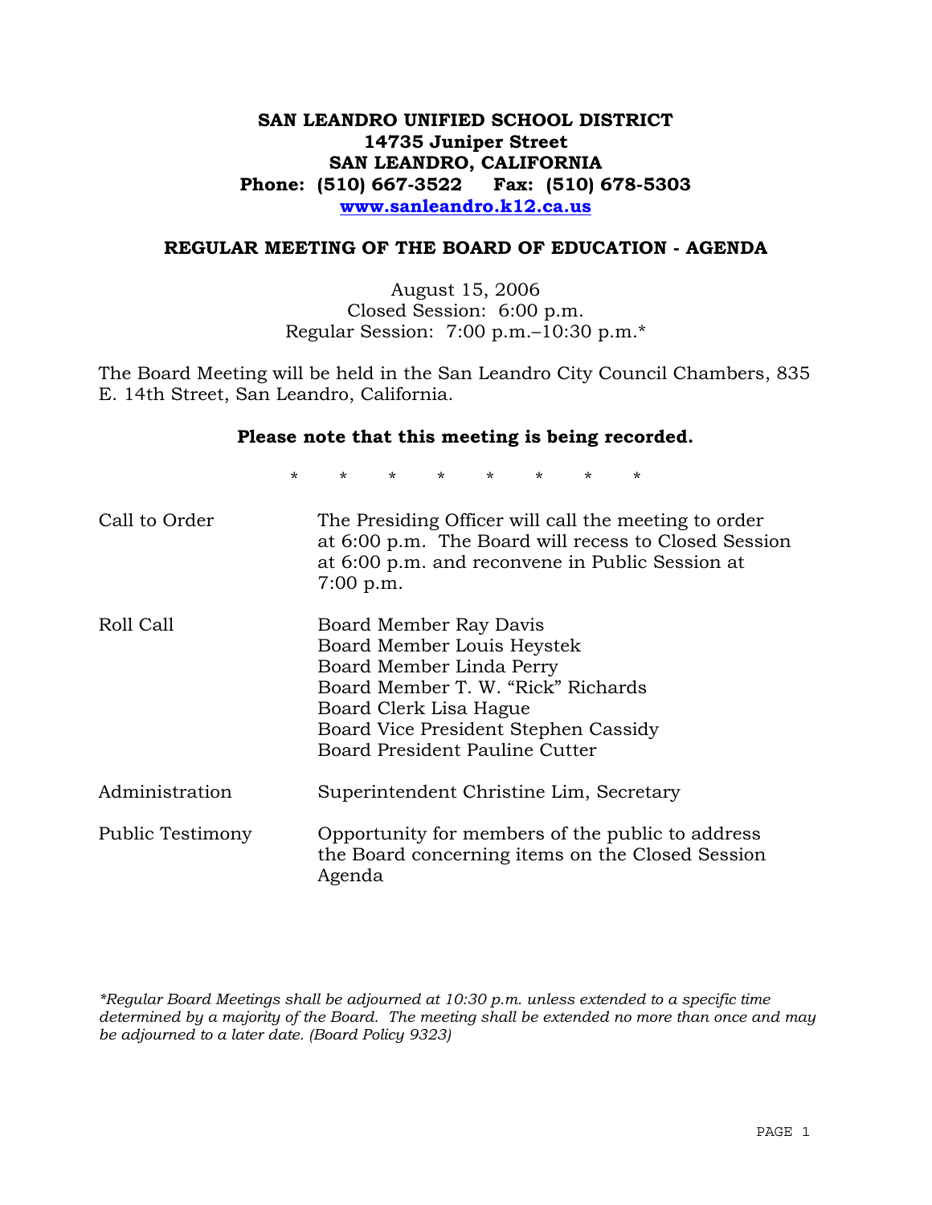**SAN LEANDRO UNIFIED SCHOOL DISTRICT**
**14735 Juniper Street**
**SAN LEANDRO, CALIFORNIA**
**Phone: (510) 667-3522 Fax: (510) 678-5303**
**www.sanleandro.k12.ca.us**

## REGULAR MEETING OF THE BOARD OF EDUCATION - AGENDA

August 15, 2006
Closed Session: 6:00 p.m.
Regular Session: 7:00 p.m.–10:30 p.m.*

The Board Meeting will be held in the San Leandro City Council Chambers, 835 E. 14th Street, San Leandro, California.

**Please note that this meeting is being recorded.**

\* \* \* \* \* \* \* \*

| | |
|---|---|
| Call to Order | The Presiding Officer will call the meeting to order at 6:00 p.m. The Board will recess to Closed Session at 6:00 p.m. and reconvene in Public Session at 7:00 p.m. |
| Roll Call | Board Member Ray Davis<br>Board Member Louis Heystek<br>Board Member Linda Perry<br>Board Member T. W. "Rick" Richards<br>Board Clerk Lisa Hague<br>Board Vice President Stephen Cassidy<br>Board President Pauline Cutter |
| Administration | Superintendent Christine Lim, Secretary |
| Public Testimony | Opportunity for members of the public to address the Board concerning items on the Closed Session Agenda |

*\*Regular Board Meetings shall be adjourned at 10:30 p.m. unless extended to a specific time determined by a majority of the Board. The meeting shall be extended no more than once and may be adjourned to a later date. (Board Policy 9323)*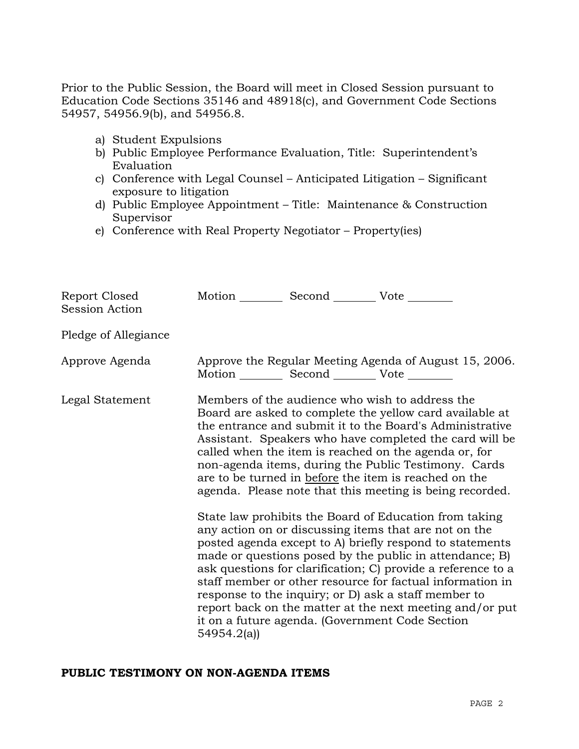Prior to the Public Session, the Board will meet in Closed Session pursuant to Education Code Sections 35146 and 48918(c), and Government Code Sections 54957, 54956.9(b), and 54956.8.

a) Student Expulsions
b) Public Employee Performance Evaluation, Title: Superintendent's Evaluation
c) Conference with Legal Counsel – Anticipated Litigation – Significant exposure to litigation
d) Public Employee Appointment – Title: Maintenance & Construction Supervisor
e) Conference with Real Property Negotiator – Property(ies)

| | |
|---|---|
| Report Closed Session Action | Motion ________ Second ________ Vote ________ |
| Pledge of Allegiance | |
| Approve Agenda | Approve the Regular Meeting Agenda of August 15, 2006. Motion ________ Second ________ Vote ________ |
| Legal Statement | Members of the audience who wish to address the Board are asked to complete the yellow card available at the entrance and submit it to the Board's Administrative Assistant. Speakers who have completed the card will be called when the item is reached on the agenda or, for non-agenda items, during the Public Testimony. Cards are to be turned in <u>before</u> the item is reached on the agenda. Please note that this meeting is being recorded.<br><br>State law prohibits the Board of Education from taking any action on or discussing items that are not on the posted agenda except to A) briefly respond to statements made or questions posed by the public in attendance; B) ask questions for clarification; C) provide a reference to a staff member or other resource for factual information in response to the inquiry; or D) ask a staff member to report back on the matter at the next meeting and/or put it on a future agenda. (Government Code Section 54954.2(a)) |

**PUBLIC TESTIMONY ON NON-AGENDA ITEMS**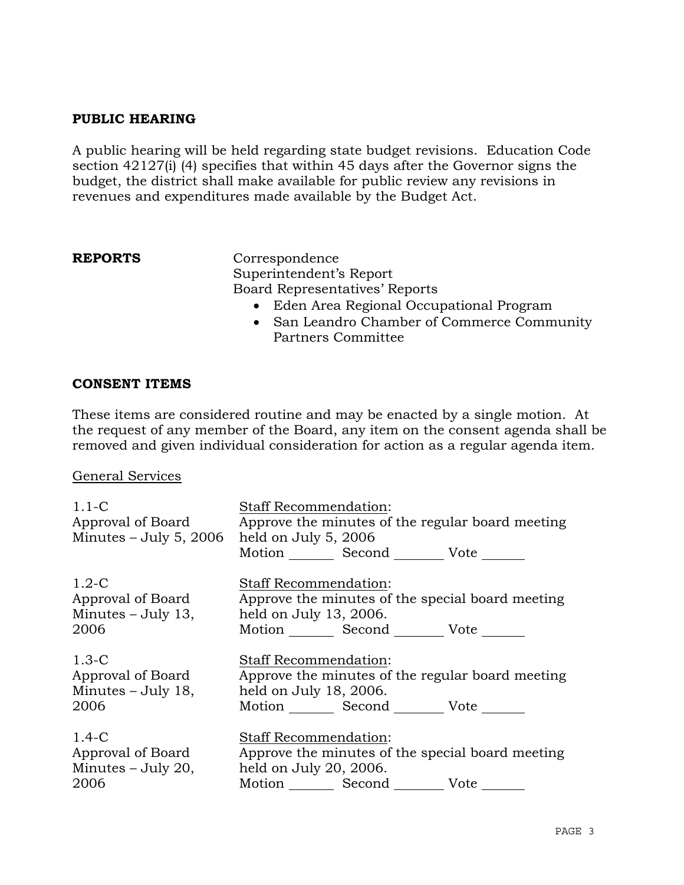**PUBLIC HEARING**

A public hearing will be held regarding state budget revisions. Education Code section 42127(i) (4) specifies that within 45 days after the Governor signs the budget, the district shall make available for public review any revisions in revenues and expenditures made available by the Budget Act.

**REPORTS**

Correspondence
Superintendent's Report
Board Representatives' Reports

- Eden Area Regional Occupational Program
- San Leandro Chamber of Commerce Community Partners Committee

**CONSENT ITEMS**

These items are considered routine and may be enacted by a single motion. At the request of any member of the Board, any item on the consent agenda shall be removed and given individual consideration for action as a regular agenda item.

General Services

1.1-C
Approval of Board Minutes – July 5, 2006

Staff Recommendation:
Approve the minutes of the regular board meeting held on July 5, 2006
Motion _______ Second _______ Vote _______

1.2-C
Approval of Board Minutes – July 13, 2006

Staff Recommendation:
Approve the minutes of the special board meeting held on July 13, 2006.
Motion _______ Second _______ Vote _______

1.3-C
Approval of Board Minutes – July 18, 2006

Staff Recommendation:
Approve the minutes of the regular board meeting held on July 18, 2006.
Motion _______ Second _______ Vote _______

1.4-C
Approval of Board Minutes – July 20, 2006

Staff Recommendation:
Approve the minutes of the special board meeting held on July 20, 2006.
Motion _______ Second _______ Vote _______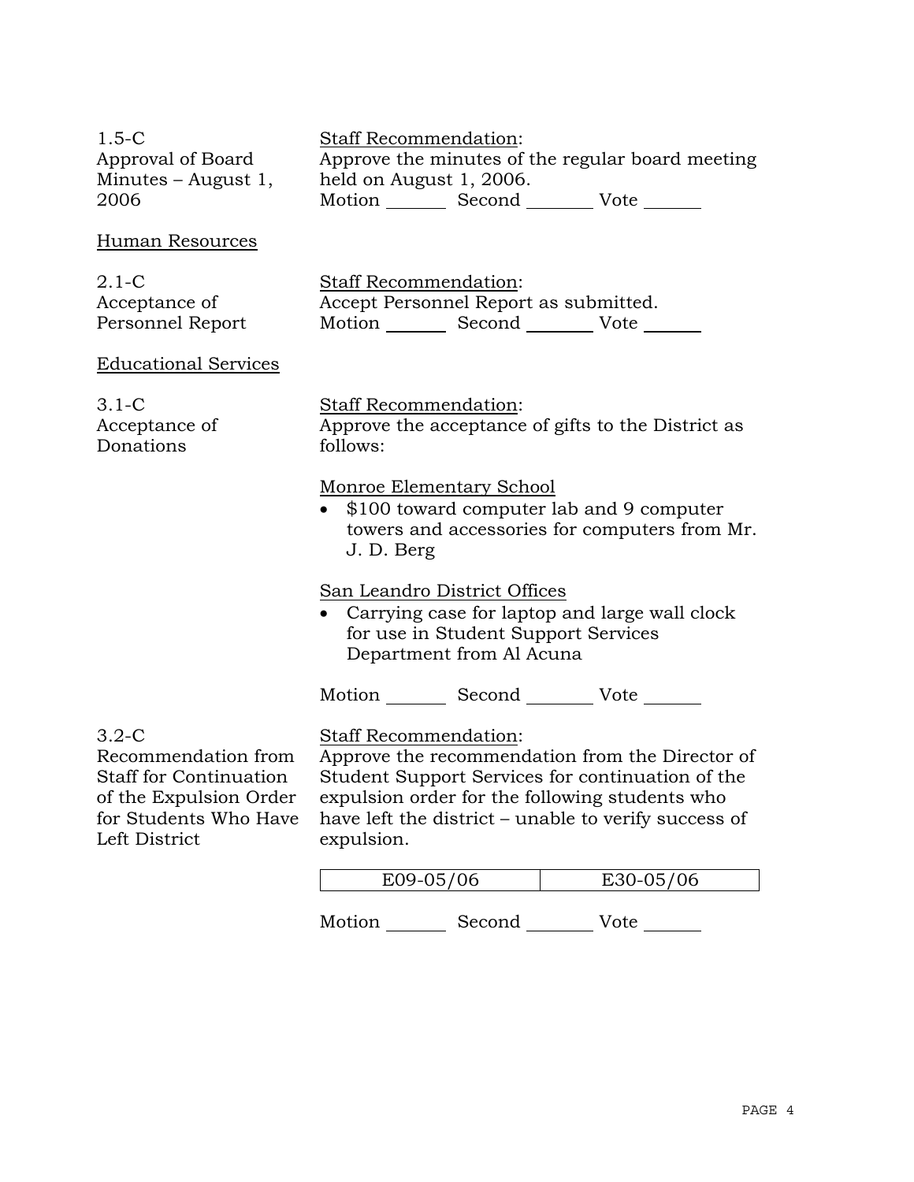1.5-C
Approval of Board Minutes – August 1, 2006

Staff Recommendation:
Approve the minutes of the regular board meeting held on August 1, 2006.

Motion _______ Second _______ Vote _______

Human Resources

2.1-C
Acceptance of Personnel Report

Staff Recommendation:
Accept Personnel Report as submitted.

Motion _______ Second _______ Vote _______

Educational Services

3.1-C
Acceptance of Donations

Staff Recommendation:
Approve the acceptance of gifts to the District as follows:

Monroe Elementary School

- $100 toward computer lab and 9 computer towers and accessories for computers from Mr. J. D. Berg

San Leandro District Offices

- Carrying case for laptop and large wall clock for use in Student Support Services Department from Al Acuna

Motion _______ Second _______ Vote _______

3.2-C
Recommendation from Staff for Continuation of the Expulsion Order for Students Who Have Left District

Staff Recommendation:
Approve the recommendation from the Director of Student Support Services for continuation of the expulsion order for the following students who have left the district – unable to verify success of expulsion.

| E09-05/06 | E30-05/06 |
|---|---|

Motion _______ Second _______ Vote _______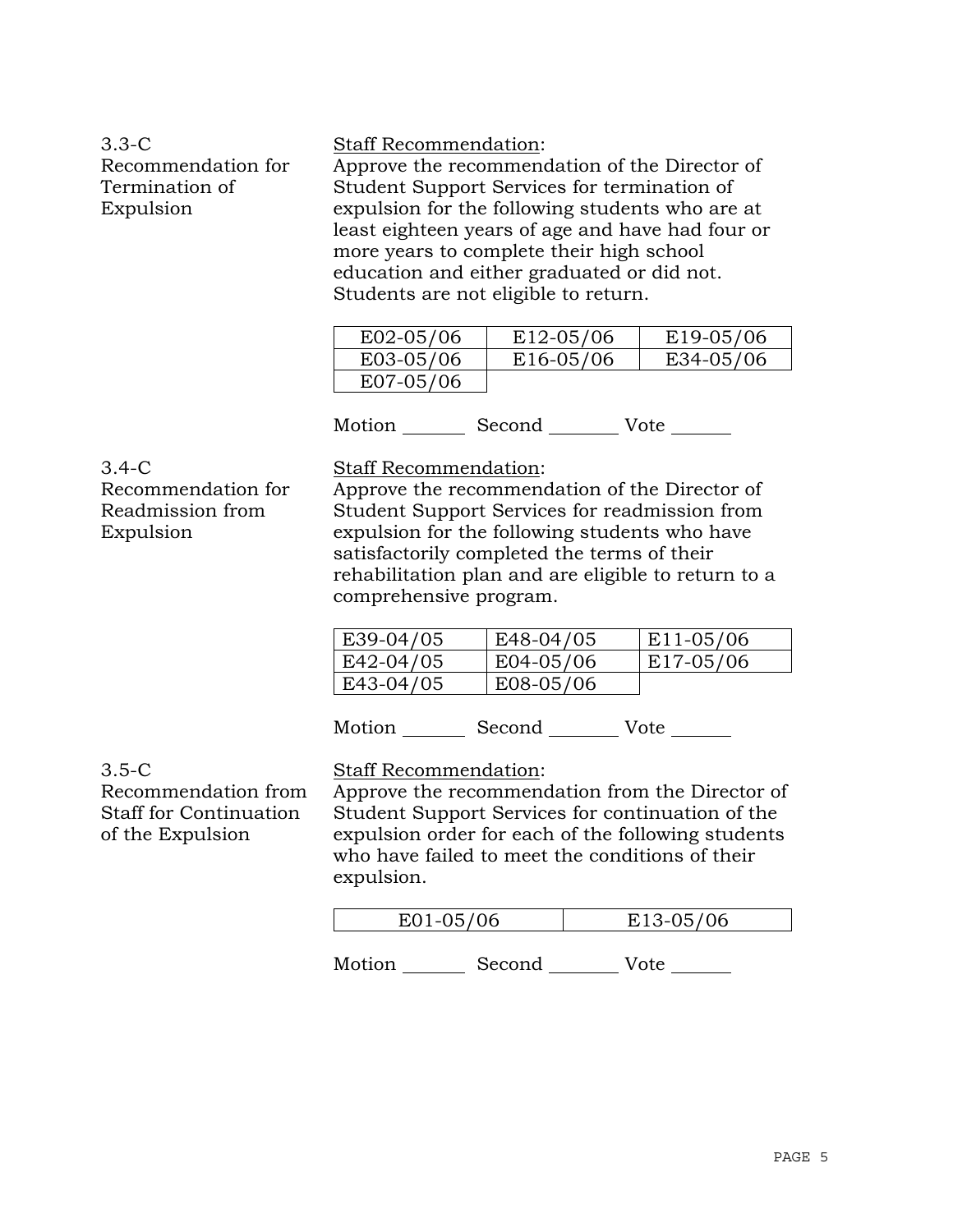3.3-C
Recommendation for Termination of Expulsion

Staff Recommendation:
Approve the recommendation of the Director of Student Support Services for termination of expulsion for the following students who are at least eighteen years of age and have had four or more years to complete their high school education and either graduated or did not. Students are not eligible to return.

| | | |
|---|---|---|
| E02-05/06 | E12-05/06 | E19-05/06 |
| E03-05/06 | E16-05/06 | E34-05/06 |
| E07-05/06 | | |

Motion _______ Second ________ Vote _______

3.4-C
Recommendation for Readmission from Expulsion

Staff Recommendation:
Approve the recommendation of the Director of Student Support Services for readmission from expulsion for the following students who have satisfactorily completed the terms of their rehabilitation plan and are eligible to return to a comprehensive program.

| | | |
|---|---|---|
| E39-04/05 | E48-04/05 | E11-05/06 |
| E42-04/05 | E04-05/06 | E17-05/06 |
| E43-04/05 | E08-05/06 | |

Motion _______ Second ________ Vote _______

3.5-C
Recommendation from Staff for Continuation of the Expulsion

Staff Recommendation:
Approve the recommendation from the Director of Student Support Services for continuation of the expulsion order for each of the following students who have failed to meet the conditions of their expulsion.

| | |
|---|---|
| E01-05/06 | E13-05/06 |

Motion _______ Second ________ Vote _______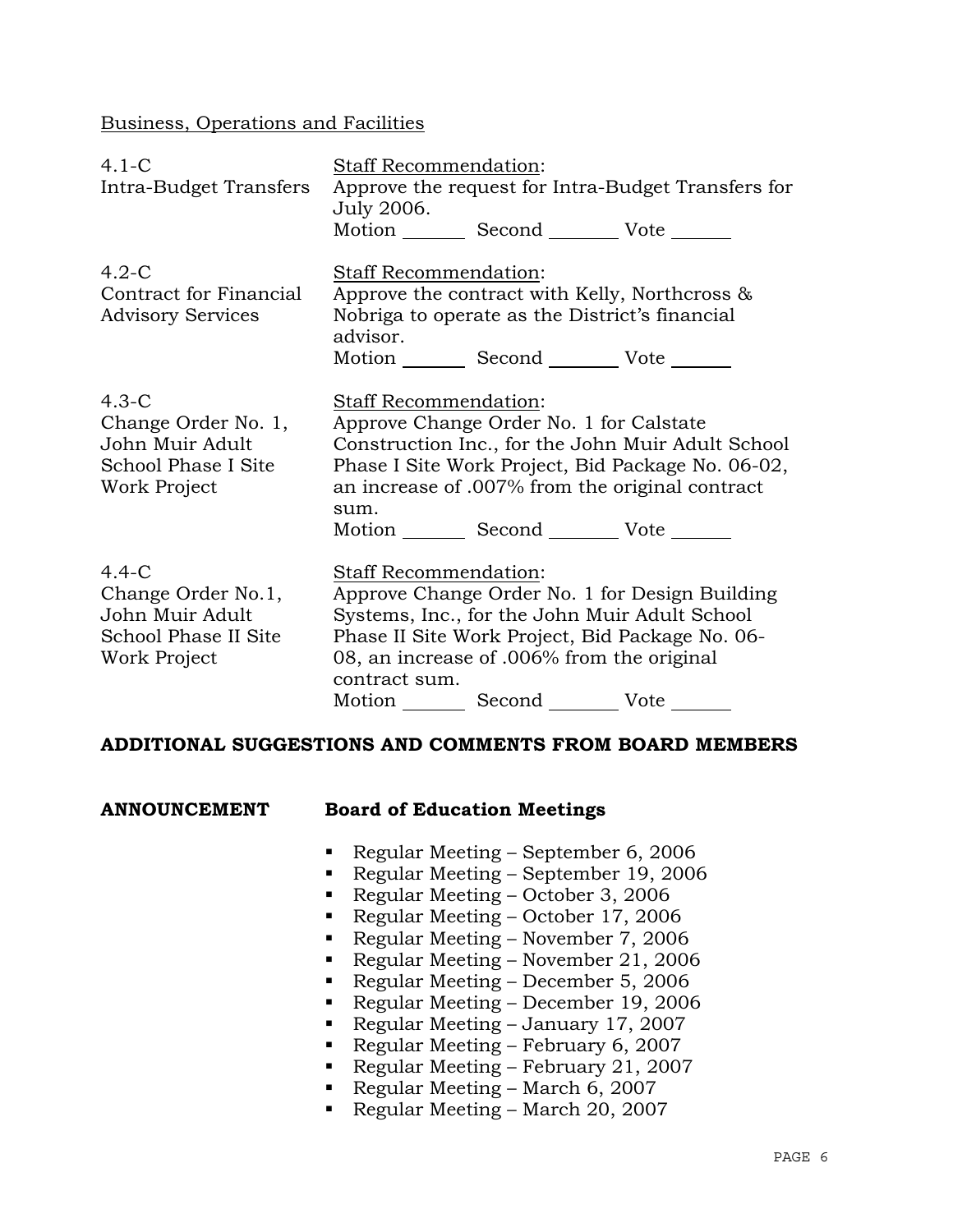Business, Operations and Facilities

4.1-C
Intra-Budget Transfers

Staff Recommendation:
Approve the request for Intra-Budget Transfers for July 2006.
Motion _______ Second _______ Vote _______

4.2-C
Contract for Financial Advisory Services

Staff Recommendation:
Approve the contract with Kelly, Northcross & Nobriga to operate as the District's financial advisor.
Motion _______ Second _______ Vote _______

4.3-C
Change Order No. 1, John Muir Adult School Phase I Site Work Project

Staff Recommendation:
Approve Change Order No. 1 for Calstate Construction Inc., for the John Muir Adult School Phase I Site Work Project, Bid Package No. 06-02, an increase of .007% from the original contract sum.
Motion _______ Second _______ Vote _______

4.4-C
Change Order No.1, John Muir Adult School Phase II Site Work Project

Staff Recommendation:
Approve Change Order No. 1 for Design Building Systems, Inc., for the John Muir Adult School Phase II Site Work Project, Bid Package No. 06-08, an increase of .006% from the original contract sum.
Motion _______ Second _______ Vote _______

**ADDITIONAL SUGGESTIONS AND COMMENTS FROM BOARD MEMBERS**

**ANNOUNCEMENT** **Board of Education Meetings**

- Regular Meeting – September 6, 2006
- Regular Meeting – September 19, 2006
- Regular Meeting – October 3, 2006
- Regular Meeting – October 17, 2006
- Regular Meeting – November 7, 2006
- Regular Meeting – November 21, 2006
- Regular Meeting – December 5, 2006
- Regular Meeting – December 19, 2006
- Regular Meeting – January 17, 2007
- Regular Meeting – February 6, 2007
- Regular Meeting – February 21, 2007
- Regular Meeting – March 6, 2007
- Regular Meeting – March 20, 2007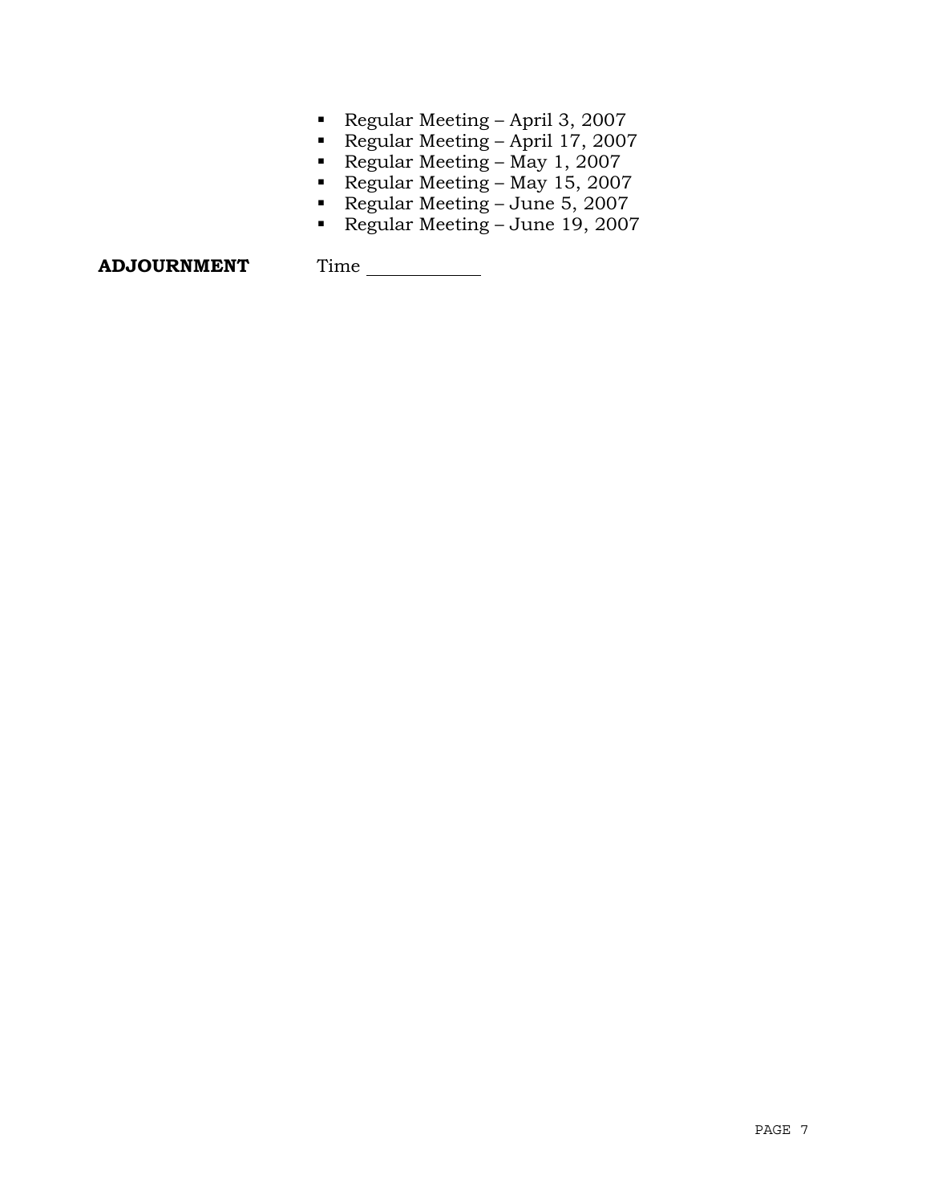- Regular Meeting – April 3, 2007
- Regular Meeting – April 17, 2007
- Regular Meeting – May 1, 2007
- Regular Meeting – May 15, 2007
- Regular Meeting – June 5, 2007
- Regular Meeting – June 19, 2007

**ADJOURNMENT** Time ___________